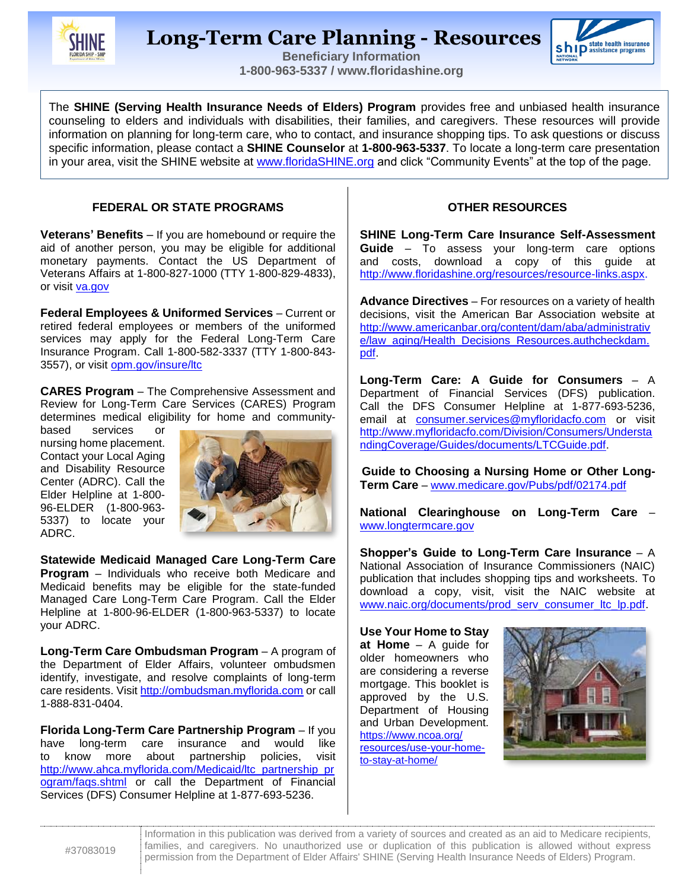# Long-Term Care Planning - Resources

**Beneficiary Information**
**1-800-963-5337 / www.floridashine.org**

The **SHINE (Serving Health Insurance Needs of Elders) Program** provides free and unbiased health insurance counseling to elders and individuals with disabilities, their families, and caregivers. These resources will provide information on planning for long-term care, who to contact, and insurance shopping tips. To ask questions or discuss specific information, please contact a **SHINE Counselor** at **1-800-963-5337**. To locate a long-term care presentation in your area, visit the SHINE website at www.floridaSHINE.org and click "Community Events" at the top of the page.

## FEDERAL OR STATE PROGRAMS

**Veterans' Benefits** – If you are homebound or require the aid of another person, you may be eligible for additional monetary payments. Contact the US Department of Veterans Affairs at 1-800-827-1000 (TTY 1-800-829-4833), or visit va.gov

**Federal Employees & Uniformed Services** – Current or retired federal employees or members of the uniformed services may apply for the Federal Long-Term Care Insurance Program. Call 1-800-582-3337 (TTY 1-800-843-3557), or visit opm.gov/insure/ltc

**CARES Program** – The Comprehensive Assessment and Review for Long-Term Care Services (CARES) Program determines medical eligibility for home and community-based services or nursing home placement. Contact your Local Aging and Disability Resource Center (ADRC). Call the Elder Helpline at 1-800-96-ELDER (1-800-963-5337) to locate your ADRC.

**Statewide Medicaid Managed Care Long-Term Care Program** – Individuals who receive both Medicare and Medicaid benefits may be eligible for the state-funded Managed Care Long-Term Care Program. Call the Elder Helpline at 1-800-96-ELDER (1-800-963-5337) to locate your ADRC.

**Long-Term Care Ombudsman Program** – A program of the Department of Elder Affairs, volunteer ombudsmen identify, investigate, and resolve complaints of long-term care residents. Visit http://ombudsman.myflorida.com or call 1-888-831-0404.

**Florida Long-Term Care Partnership Program** – If you have long-term care insurance and would like to know more about partnership policies, visit http://www.ahca.myflorida.com/Medicaid/ltc_partnership_program/faqs.shtml or call the Department of Financial Services (DFS) Consumer Helpline at 1-877-693-5236.

## OTHER RESOURCES

**SHINE Long-Term Care Insurance Self-Assessment Guide** – To assess your long-term care options and costs, download a copy of this guide at http://www.floridashine.org/resources/resource-links.aspx.

**Advance Directives** – For resources on a variety of health decisions, visit the American Bar Association website at http://www.americanbar.org/content/dam/aba/administrative/law_aging/Health_Decisions_Resources.authcheckdam.pdf.

**Long-Term Care: A Guide for Consumers** – A Department of Financial Services (DFS) publication. Call the DFS Consumer Helpline at 1-877-693-5236, email at consumer.services@myfloridacfo.com or visit http://www.myfloridacfo.com/Division/Consumers/UnderstandingCoverage/Guides/documents/LTCGuide.pdf.

**Guide to Choosing a Nursing Home or Other Long-Term Care** – www.medicare.gov/Pubs/pdf/02174.pdf

**National Clearinghouse on Long-Term Care** – www.longtermcare.gov

**Shopper's Guide to Long-Term Care Insurance** – A National Association of Insurance Commissioners (NAIC) publication that includes shopping tips and worksheets. To download a copy, visit, visit the NAIC website at www.naic.org/documents/prod_serv_consumer_ltc_lp.pdf.

**Use Your Home to Stay at Home** – A guide for older homeowners who are considering a reverse mortgage. This booklet is approved by the U.S. Department of Housing and Urban Development. https://www.ncoa.org/resources/use-your-home-to-stay-at-home/

#37083019

Information in this publication was derived from a variety of sources and created as an aid to Medicare recipients, families, and caregivers. No unauthorized use or duplication of this publication is allowed without express permission from the Department of Elder Affairs' SHINE (Serving Health Insurance Needs of Elders) Program.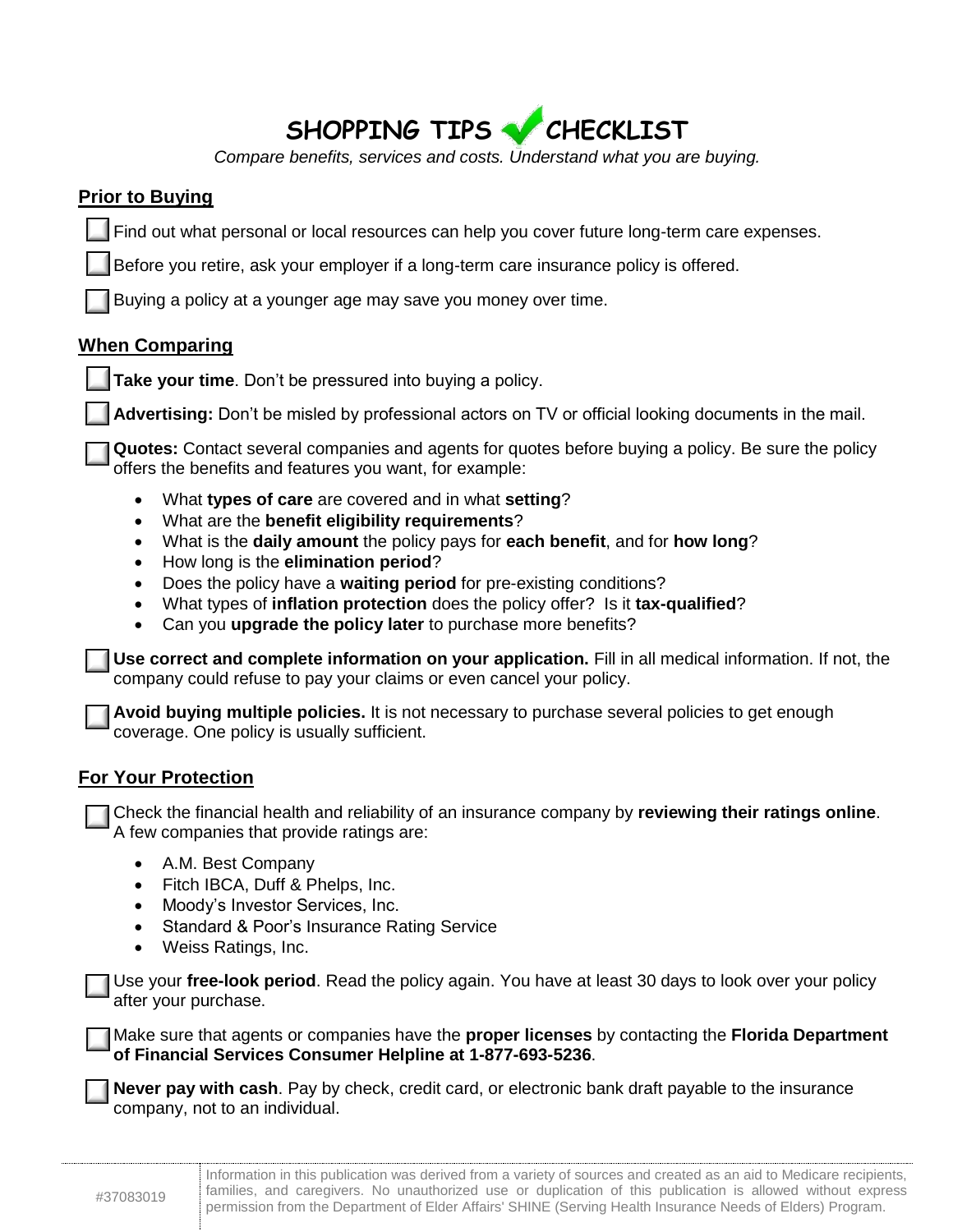# SHOPPING TIPS ✓ CHECKLIST

*Compare benefits, services and costs. Understand what you are buying.*

## Prior to Buying

- ☐ Find out what personal or local resources can help you cover future long-term care expenses.
- ☐ Before you retire, ask your employer if a long-term care insurance policy is offered.
- ☐ Buying a policy at a younger age may save you money over time.

## When Comparing

- ☐ **Take your time**. Don't be pressured into buying a policy.
- ☐ **Advertising:** Don't be misled by professional actors on TV or official looking documents in the mail.
- ☐ **Quotes:** Contact several companies and agents for quotes before buying a policy. Be sure the policy offers the benefits and features you want, for example:
  - What **types of care** are covered and in what **setting**?
  - What are the **benefit eligibility requirements**?
  - What is the **daily amount** the policy pays for **each benefit**, and for **how long**?
  - How long is the **elimination period**?
  - Does the policy have a **waiting period** for pre-existing conditions?
  - What types of **inflation protection** does the policy offer? Is it **tax-qualified**?
  - Can you **upgrade the policy later** to purchase more benefits?
- ☐ **Use correct and complete information on your application.** Fill in all medical information. If not, the company could refuse to pay your claims or even cancel your policy.
- ☐ **Avoid buying multiple policies.** It is not necessary to purchase several policies to get enough coverage. One policy is usually sufficient.

## For Your Protection

- ☐ Check the financial health and reliability of an insurance company by **reviewing their ratings online**. A few companies that provide ratings are:
  - A.M. Best Company
  - Fitch IBCA, Duff & Phelps, Inc.
  - Moody's Investor Services, Inc.
  - Standard & Poor's Insurance Rating Service
  - Weiss Ratings, Inc.
- ☐ Use your **free-look period**. Read the policy again. You have at least 30 days to look over your policy after your purchase.
- ☐ Make sure that agents or companies have the **proper licenses** by contacting the **Florida Department of Financial Services Consumer Helpline at 1-877-693-5236**.
- ☐ **Never pay with cash**. Pay by check, credit card, or electronic bank draft payable to the insurance company, not to an individual.

#37083019

Information in this publication was derived from a variety of sources and created as an aid to Medicare recipients, families, and caregivers. No unauthorized use or duplication of this publication is allowed without express permission from the Department of Elder Affairs' SHINE (Serving Health Insurance Needs of Elders) Program.